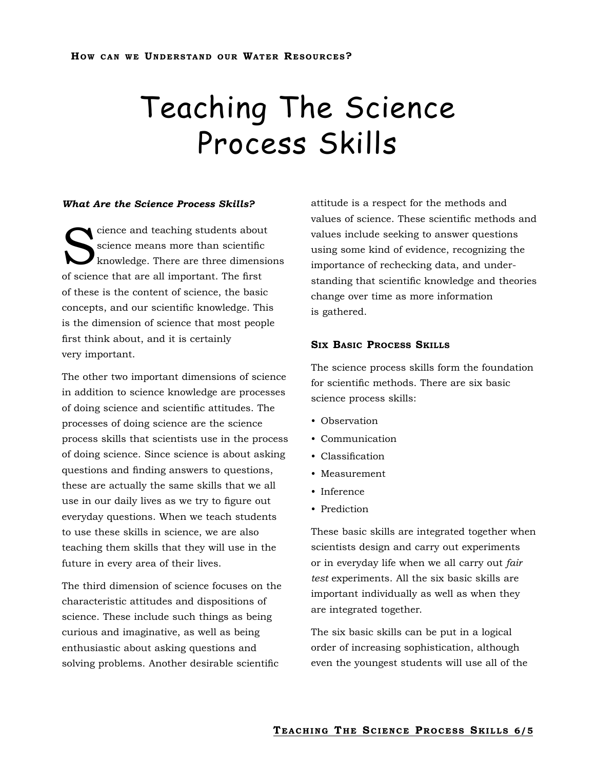# Teaching The Science Process Skills

***What Are the Science Process Skills?***

Science and teaching students about science means more than scientific knowledge. There are three dimensions of science that are all important. The first of these is the content of science, the basic concepts, and our scientific knowledge. This is the dimension of science that most people first think about, and it is certainly very important.

The other two important dimensions of science in addition to science knowledge are processes of doing science and scientific attitudes. The processes of doing science are the science process skills that scientists use in the process of doing science. Since science is about asking questions and finding answers to questions, these are actually the same skills that we all use in our daily lives as we try to figure out everyday questions. When we teach students to use these skills in science, we are also teaching them skills that they will use in the future in every area of their lives.

The third dimension of science focuses on the characteristic attitudes and dispositions of science. These include such things as being curious and imaginative, as well as being enthusiastic about asking questions and solving problems. Another desirable scientific attitude is a respect for the methods and values of science. These scientific methods and values include seeking to answer questions using some kind of evidence, recognizing the importance of rechecking data, and understanding that scientific knowledge and theories change over time as more information is gathered.

## Six Basic Process Skills

The science process skills form the foundation for scientific methods. There are six basic science process skills:

- Observation
- Communication
- Classification
- Measurement
- Inference
- Prediction

These basic skills are integrated together when scientists design and carry out experiments or in everyday life when we all carry out *fair test* experiments. All the six basic skills are important individually as well as when they are integrated together.

The six basic skills can be put in a logical order of increasing sophistication, although even the youngest students will use all of the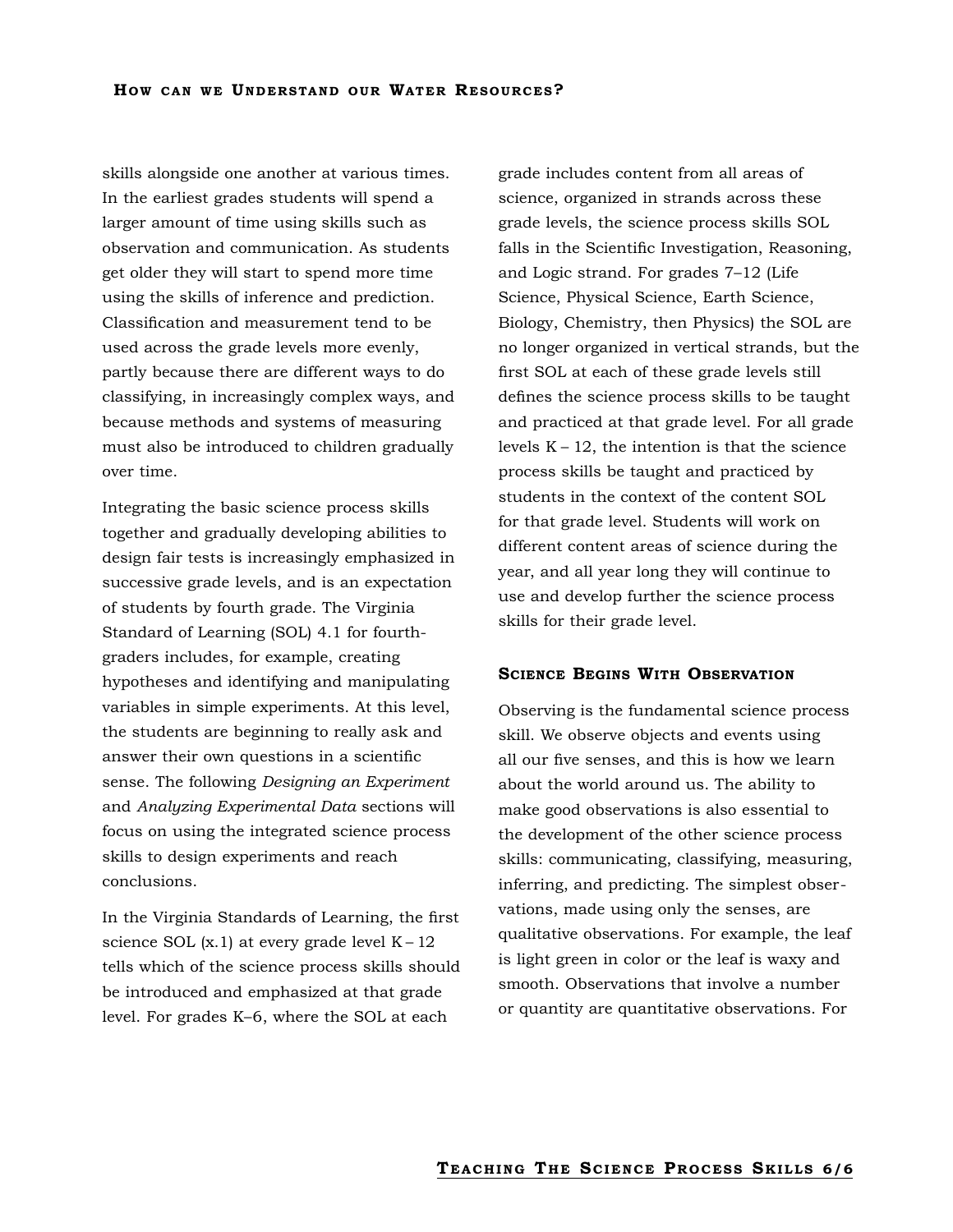skills alongside one another at various times. In the earliest grades students will spend a larger amount of time using skills such as observation and communication. As students get older they will start to spend more time using the skills of inference and prediction. Classification and measurement tend to be used across the grade levels more evenly, partly because there are different ways to do classifying, in increasingly complex ways, and because methods and systems of measuring must also be introduced to children gradually over time.

Integrating the basic science process skills together and gradually developing abilities to design fair tests is increasingly emphasized in successive grade levels, and is an expectation of students by fourth grade. The Virginia Standard of Learning (SOL) 4.1 for fourth-graders includes, for example, creating hypotheses and identifying and manipulating variables in simple experiments. At this level, the students are beginning to really ask and answer their own questions in a scientific sense. The following *Designing an Experiment* and *Analyzing Experimental Data* sections will focus on using the integrated science process skills to design experiments and reach conclusions.

In the Virginia Standards of Learning, the first science SOL (x.1) at every grade level K – 12 tells which of the science process skills should be introduced and emphasized at that grade level. For grades K–6, where the SOL at each grade includes content from all areas of science, organized in strands across these grade levels, the science process skills SOL falls in the Scientific Investigation, Reasoning, and Logic strand. For grades 7–12 (Life Science, Physical Science, Earth Science, Biology, Chemistry, then Physics) the SOL are no longer organized in vertical strands, but the first SOL at each of these grade levels still defines the science process skills to be taught and practiced at that grade level. For all grade levels K – 12, the intention is that the science process skills be taught and practiced by students in the context of the content SOL for that grade level. Students will work on different content areas of science during the year, and all year long they will continue to use and develop further the science process skills for their grade level.

### Science Begins With Observation

Observing is the fundamental science process skill. We observe objects and events using all our five senses, and this is how we learn about the world around us. The ability to make good observations is also essential to the development of the other science process skills: communicating, classifying, measuring, inferring, and predicting. The simplest observations, made using only the senses, are qualitative observations. For example, the leaf is light green in color or the leaf is waxy and smooth. Observations that involve a number or quantity are quantitative observations. For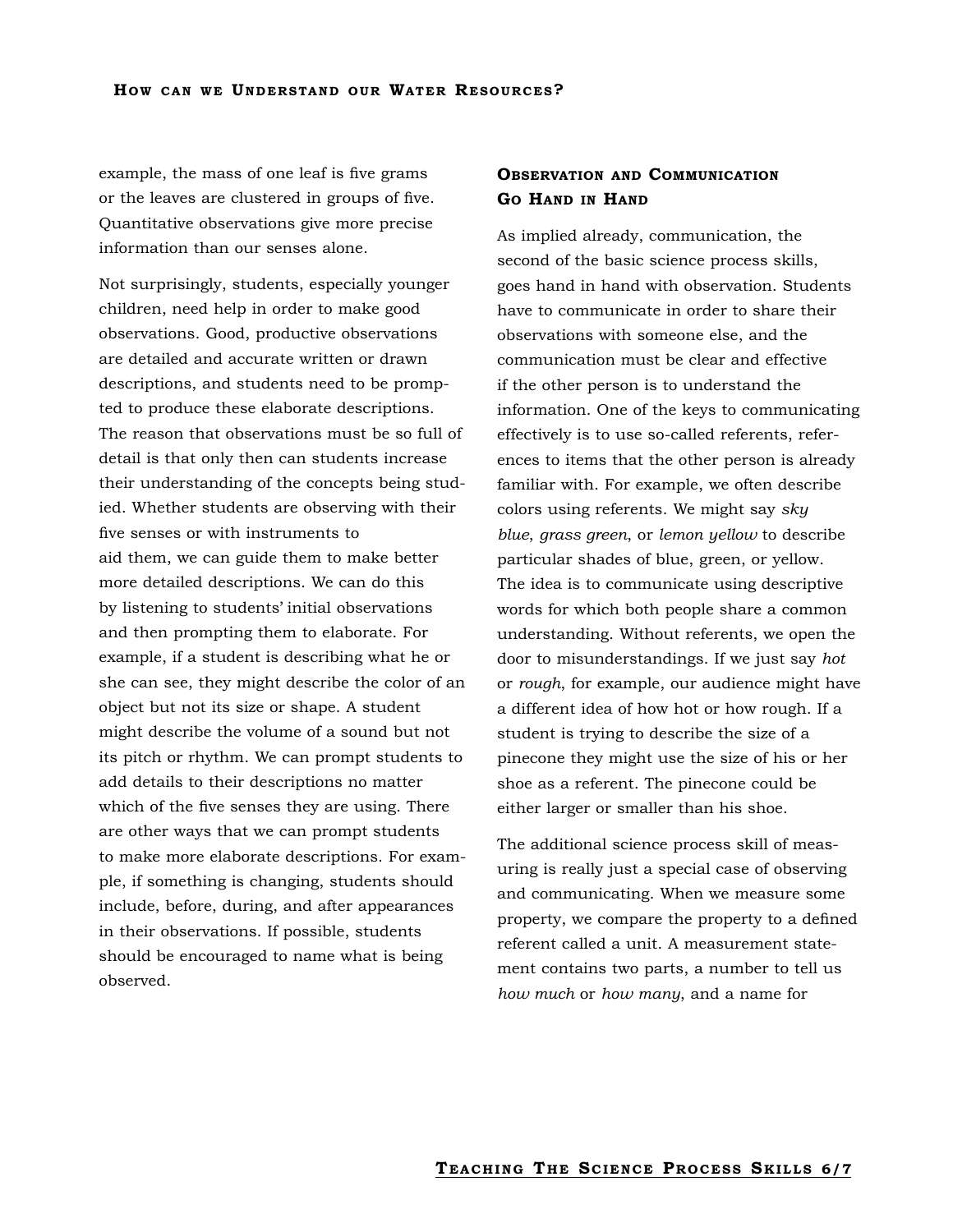example, the mass of one leaf is five grams or the leaves are clustered in groups of five. Quantitative observations give more precise information than our senses alone.

Not surprisingly, students, especially younger children, need help in order to make good observations. Good, productive observations are detailed and accurate written or drawn descriptions, and students need to be prompted to produce these elaborate descriptions. The reason that observations must be so full of detail is that only then can students increase their understanding of the concepts being studied. Whether students are observing with their five senses or with instruments to aid them, we can guide them to make better more detailed descriptions. We can do this by listening to students' initial observations and then prompting them to elaborate. For example, if a student is describing what he or she can see, they might describe the color of an object but not its size or shape. A student might describe the volume of a sound but not its pitch or rhythm. We can prompt students to add details to their descriptions no matter which of the five senses they are using. There are other ways that we can prompt students to make more elaborate descriptions. For example, if something is changing, students should include, before, during, and after appearances in their observations. If possible, students should be encouraged to name what is being observed.

## Observation and Communication Go Hand in Hand

As implied already, communication, the second of the basic science process skills, goes hand in hand with observation. Students have to communicate in order to share their observations with someone else, and the communication must be clear and effective if the other person is to understand the information. One of the keys to communicating effectively is to use so-called referents, references to items that the other person is already familiar with. For example, we often describe colors using referents. We might say *sky blue*, *grass green*, or *lemon yellow* to describe particular shades of blue, green, or yellow. The idea is to communicate using descriptive words for which both people share a common understanding. Without referents, we open the door to misunderstandings. If we just say *hot* or *rough*, for example, our audience might have a different idea of how hot or how rough. If a student is trying to describe the size of a pinecone they might use the size of his or her shoe as a referent. The pinecone could be either larger or smaller than his shoe.

The additional science process skill of measuring is really just a special case of observing and communicating. When we measure some property, we compare the property to a defined referent called a unit. A measurement statement contains two parts, a number to tell us *how much* or *how many*, and a name for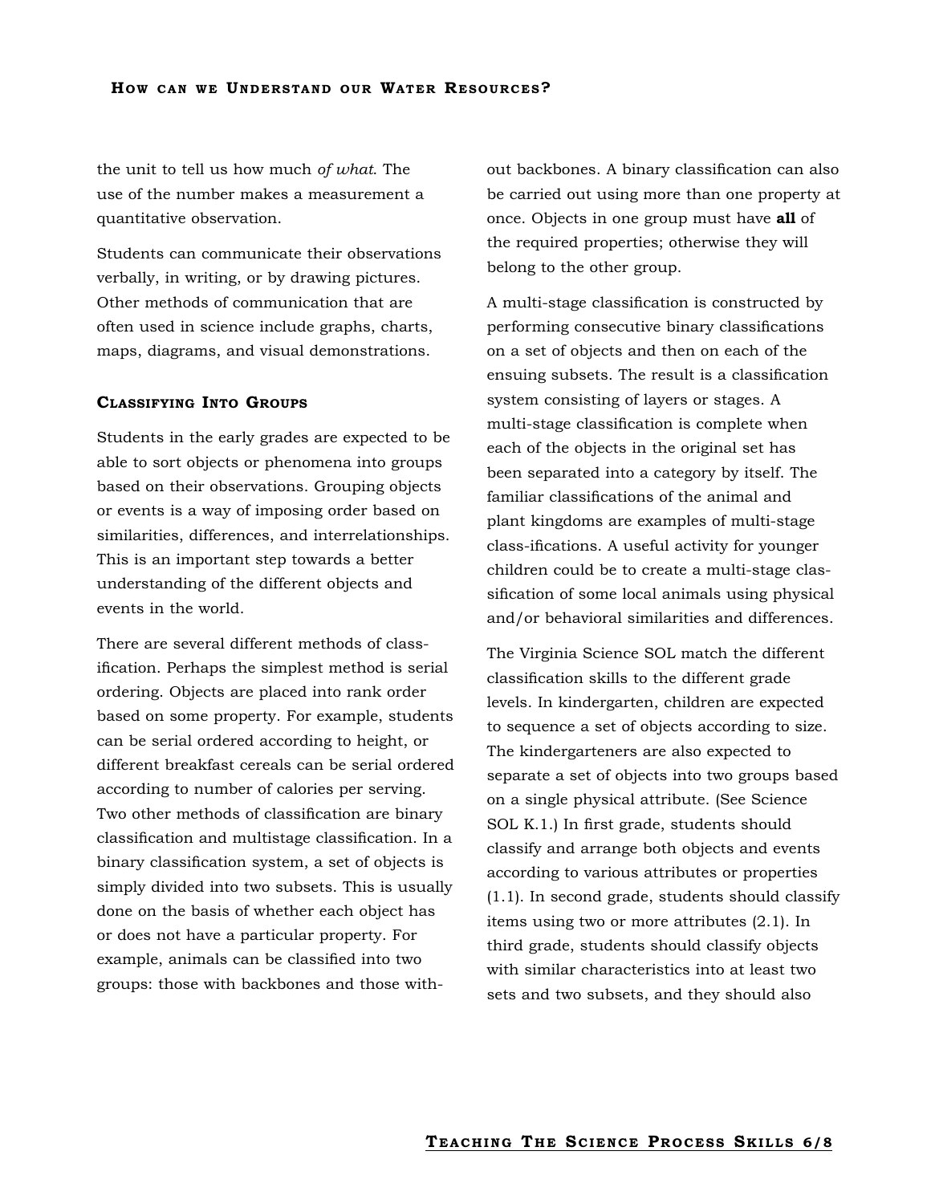the unit to tell us how much *of what*. The use of the number makes a measurement a quantitative observation.

Students can communicate their observations verbally, in writing, or by drawing pictures. Other methods of communication that are often used in science include graphs, charts, maps, diagrams, and visual demonstrations.

### Classifying Into Groups

Students in the early grades are expected to be able to sort objects or phenomena into groups based on their observations. Grouping objects or events is a way of imposing order based on similarities, differences, and interrelationships. This is an important step towards a better understanding of the different objects and events in the world.

There are several different methods of classification. Perhaps the simplest method is serial ordering. Objects are placed into rank order based on some property. For example, students can be serial ordered according to height, or different breakfast cereals can be serial ordered according to number of calories per serving. Two other methods of classification are binary classification and multistage classification. In a binary classification system, a set of objects is simply divided into two subsets. This is usually done on the basis of whether each object has or does not have a particular property. For example, animals can be classified into two groups: those with backbones and those without backbones. A binary classification can also be carried out using more than one property at once. Objects in one group must have **all** of the required properties; otherwise they will belong to the other group.

A multi-stage classification is constructed by performing consecutive binary classifications on a set of objects and then on each of the ensuing subsets. The result is a classification system consisting of layers or stages. A multi-stage classification is complete when each of the objects in the original set has been separated into a category by itself. The familiar classifications of the animal and plant kingdoms are examples of multi-stage class-ifications. A useful activity for younger children could be to create a multi-stage classification of some local animals using physical and/or behavioral similarities and differences.

The Virginia Science SOL match the different classification skills to the different grade levels. In kindergarten, children are expected to sequence a set of objects according to size. The kindergarteners are also expected to separate a set of objects into two groups based on a single physical attribute. (See Science SOL K.1.) In first grade, students should classify and arrange both objects and events according to various attributes or properties (1.1). In second grade, students should classify items using two or more attributes (2.1). In third grade, students should classify objects with similar characteristics into at least two sets and two subsets, and they should also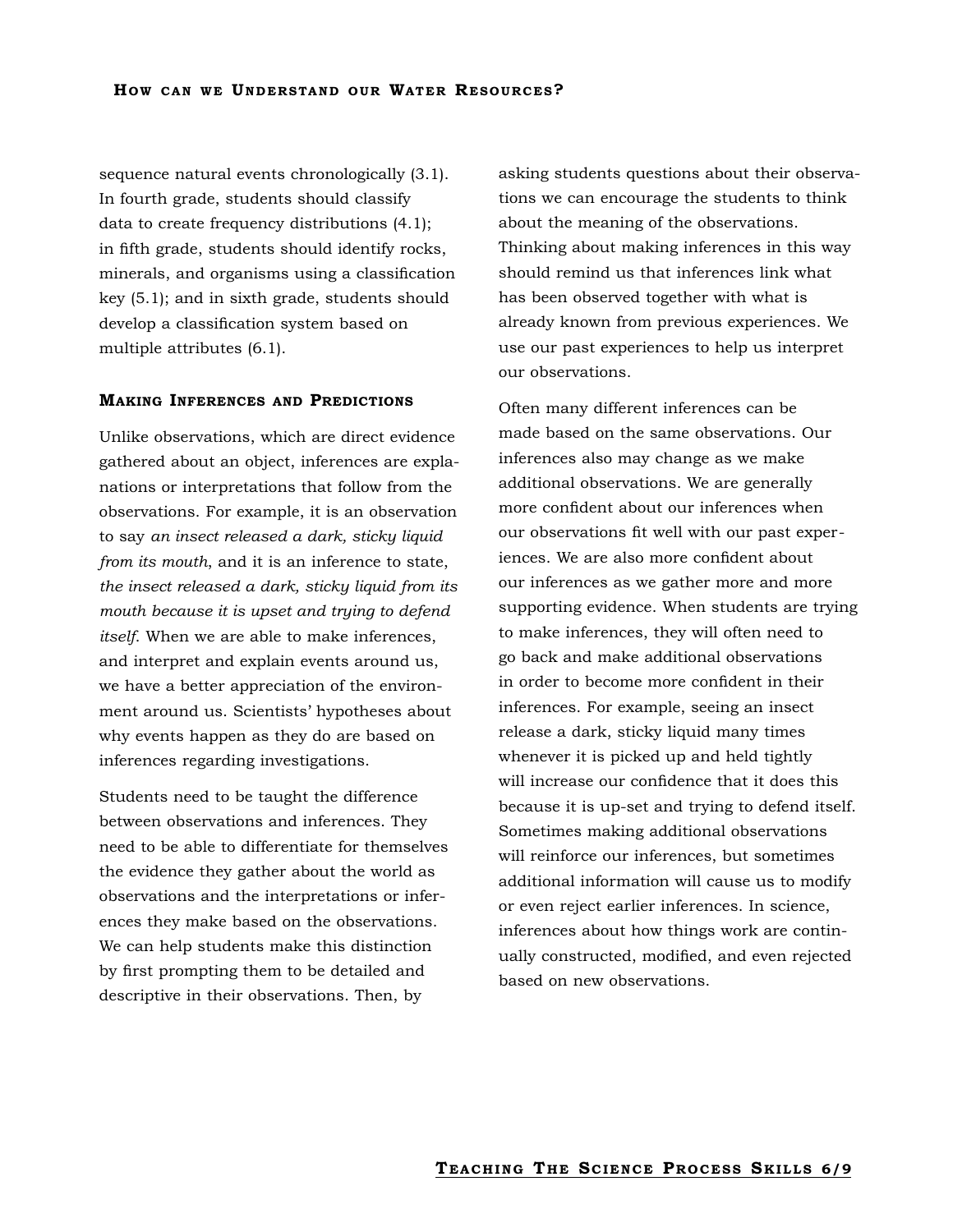sequence natural events chronologically (3.1). In fourth grade, students should classify data to create frequency distributions (4.1); in fifth grade, students should identify rocks, minerals, and organisms using a classification key (5.1); and in sixth grade, students should develop a classification system based on multiple attributes (6.1).

### Making Inferences and Predictions

Unlike observations, which are direct evidence gathered about an object, inferences are explanations or interpretations that follow from the observations. For example, it is an observation to say *an insect released a dark, sticky liquid from its mouth*, and it is an inference to state, *the insect released a dark, sticky liquid from its mouth because it is upset and trying to defend itself*. When we are able to make inferences, and interpret and explain events around us, we have a better appreciation of the environment around us. Scientists' hypotheses about why events happen as they do are based on inferences regarding investigations.

Students need to be taught the difference between observations and inferences. They need to be able to differentiate for themselves the evidence they gather about the world as observations and the interpretations or inferences they make based on the observations. We can help students make this distinction by first prompting them to be detailed and descriptive in their observations. Then, by asking students questions about their observations we can encourage the students to think about the meaning of the observations. Thinking about making inferences in this way should remind us that inferences link what has been observed together with what is already known from previous experiences. We use our past experiences to help us interpret our observations.

Often many different inferences can be made based on the same observations. Our inferences also may change as we make additional observations. We are generally more confident about our inferences when our observations fit well with our past experiences. We are also more confident about our inferences as we gather more and more supporting evidence. When students are trying to make inferences, they will often need to go back and make additional observations in order to become more confident in their inferences. For example, seeing an insect release a dark, sticky liquid many times whenever it is picked up and held tightly will increase our confidence that it does this because it is up-set and trying to defend itself. Sometimes making additional observations will reinforce our inferences, but sometimes additional information will cause us to modify or even reject earlier inferences. In science, inferences about how things work are continually constructed, modified, and even rejected based on new observations.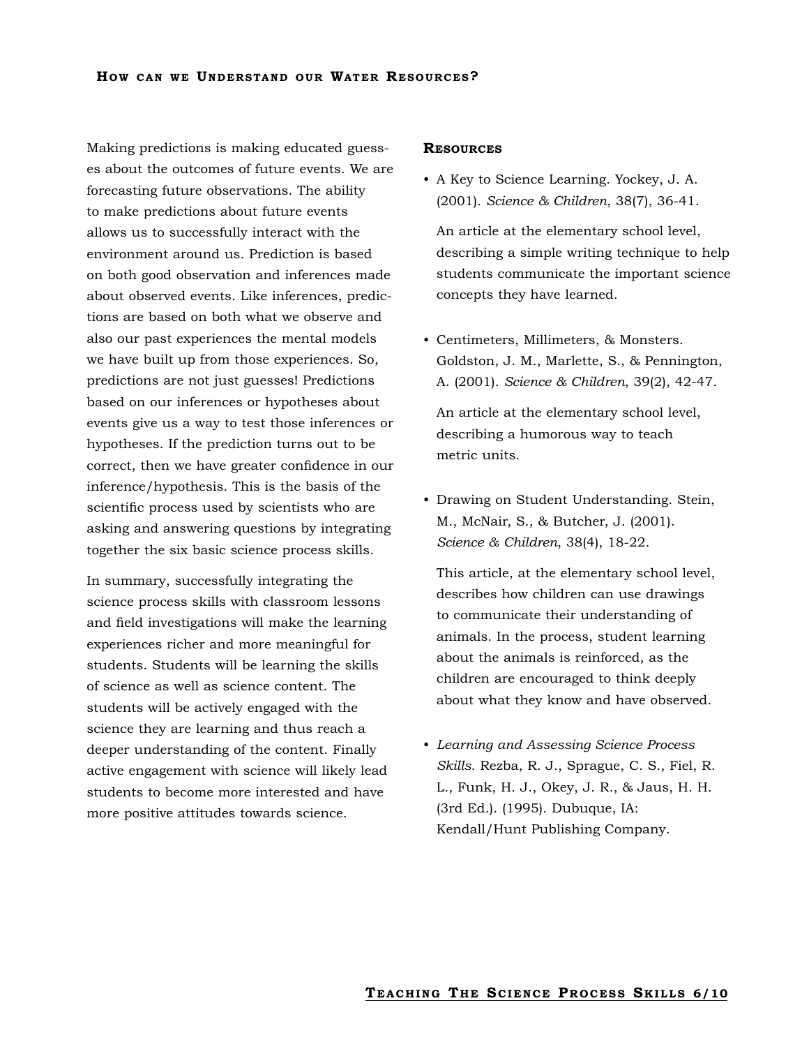Making predictions is making educated guesses about the outcomes of future events. We are forecasting future observations. The ability to make predictions about future events allows us to successfully interact with the environment around us. Prediction is based on both good observation and inferences made about observed events. Like inferences, predictions are based on both what we observe and also our past experiences the mental models we have built up from those experiences. So, predictions are not just guesses! Predictions based on our inferences or hypotheses about events give us a way to test those inferences or hypotheses. If the prediction turns out to be correct, then we have greater confidence in our inference/hypothesis. This is the basis of the scientific process used by scientists who are asking and answering questions by integrating together the six basic science process skills.

In summary, successfully integrating the science process skills with classroom lessons and field investigations will make the learning experiences richer and more meaningful for students. Students will be learning the skills of science as well as science content. The students will be actively engaged with the science they are learning and thus reach a deeper understanding of the content. Finally active engagement with science will likely lead students to become more interested and have more positive attitudes towards science.

## Resources

- A Key to Science Learning. Yockey, J. A. (2001). *Science & Children*, 38(7), 36-41.

  An article at the elementary school level, describing a simple writing technique to help students communicate the important science concepts they have learned.

- Centimeters, Millimeters, & Monsters. Goldston, J. M., Marlette, S., & Pennington, A. (2001). *Science & Children*, 39(2), 42-47.

  An article at the elementary school level, describing a humorous way to teach metric units.

- Drawing on Student Understanding. Stein, M., McNair, S., & Butcher, J. (2001). *Science & Children*, 38(4), 18-22.

  This article, at the elementary school level, describes how children can use drawings to communicate their understanding of animals. In the process, student learning about the animals is reinforced, as the children are encouraged to think deeply about what they know and have observed.

- *Learning and Assessing Science Process Skills*. Rezba, R. J., Sprague, C. S., Fiel, R. L., Funk, H. J., Okey, J. R., & Jaus, H. H. (3rd Ed.). (1995). Dubuque, IA: Kendall/Hunt Publishing Company.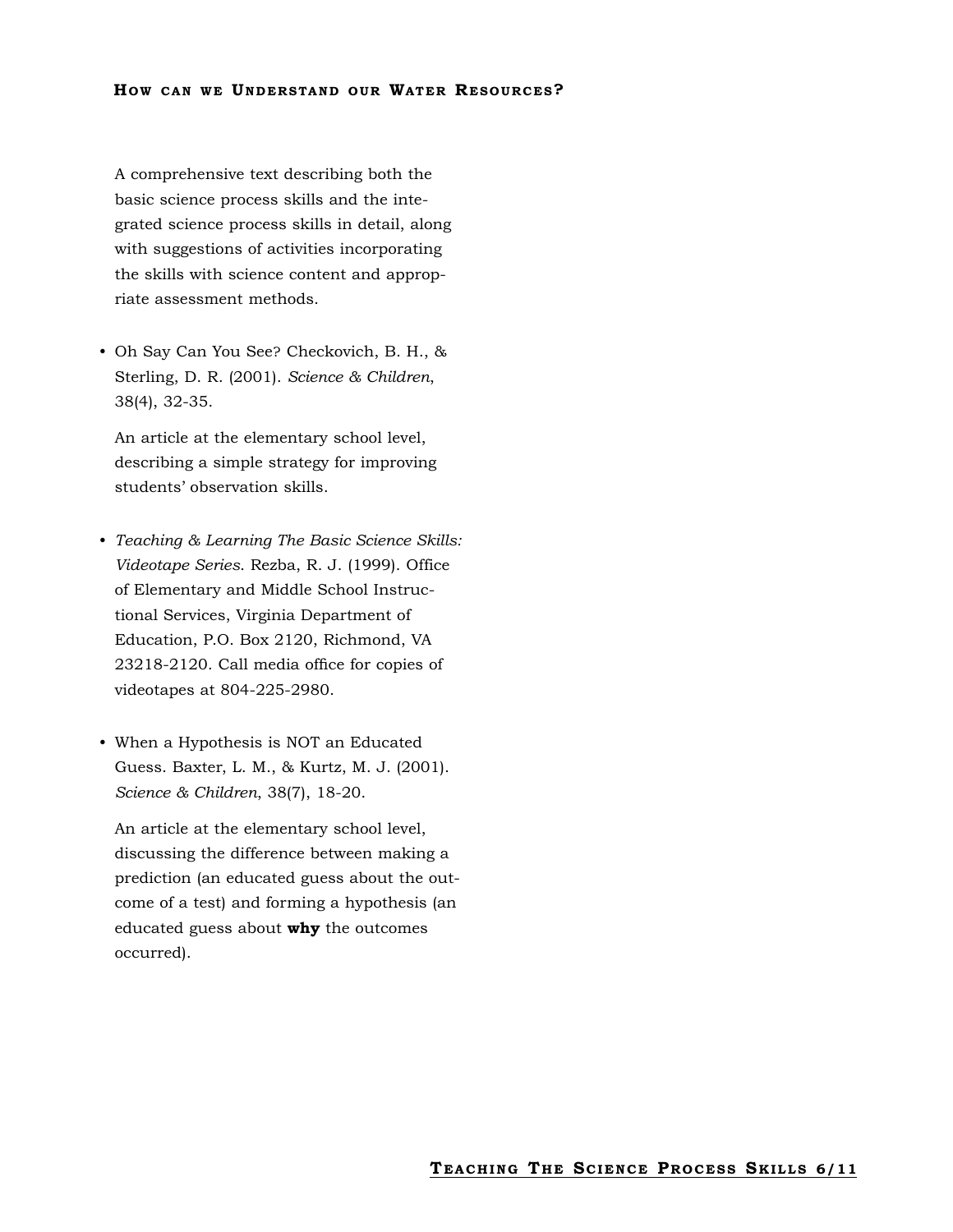A comprehensive text describing both the basic science process skills and the integrated science process skills in detail, along with suggestions of activities incorporating the skills with science content and appropriate assessment methods.

- Oh Say Can You See? Checkovich, B. H., & Sterling, D. R. (2001). *Science & Children*, 38(4), 32-35.

  An article at the elementary school level, describing a simple strategy for improving students' observation skills.

- *Teaching & Learning The Basic Science Skills: Videotape Series*. Rezba, R. J. (1999). Office of Elementary and Middle School Instructional Services, Virginia Department of Education, P.O. Box 2120, Richmond, VA 23218-2120. Call media office for copies of videotapes at 804-225-2980.

- When a Hypothesis is NOT an Educated Guess. Baxter, L. M., & Kurtz, M. J. (2001). *Science & Children*, 38(7), 18-20.

  An article at the elementary school level, discussing the difference between making a prediction (an educated guess about the outcome of a test) and forming a hypothesis (an educated guess about **why** the outcomes occurred).